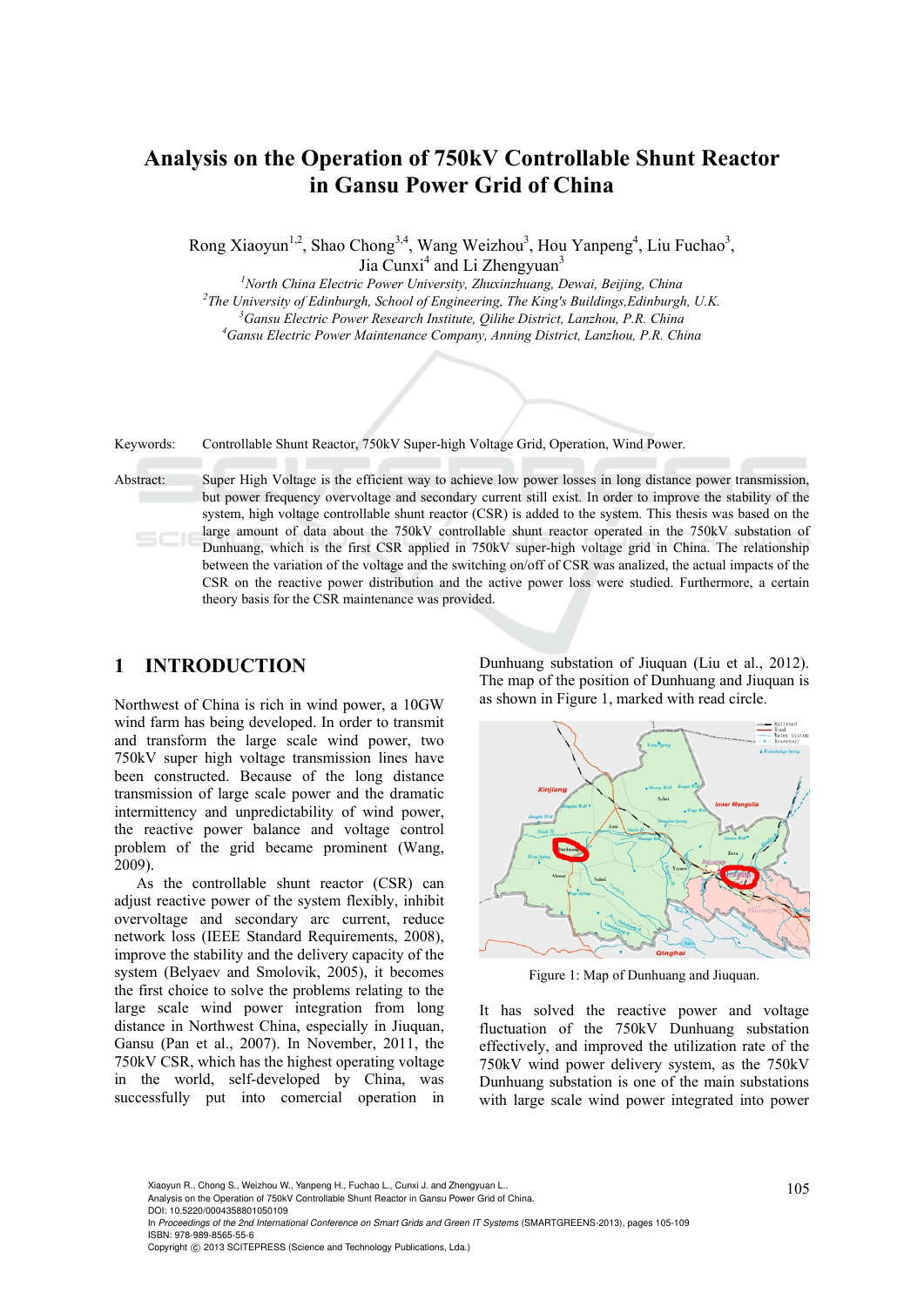# Analysis on the Operation of 750kV Controllable Shunt Reactor in Gansu Power Grid of China

Rong Xiaoyun[1,2], Shao Chong[3,4], Wang Weizhou[3], Hou Yanpeng[4], Liu Fuchao[3], Jia Cunxi[4] and Li Zhengyuan[3]

[1]*North China Electric Power University, Zhuxinzhuang, Dewai, Beijing, China*
[2]*The University of Edinburgh, School of Engineering, The King's Buildings,Edinburgh, U.K.*
[3]*Gansu Electric Power Research Institute, Qilihe District, Lanzhou, P.R. China*
[4]*Gansu Electric Power Maintenance Company, Anning District, Lanzhou, P.R. China*

Keywords: Controllable Shunt Reactor, 750kV Super-high Voltage Grid, Operation, Wind Power.

Abstract: Super High Voltage is the efficient way to achieve low power losses in long distance power transmission, but power frequency overvoltage and secondary current still exist. In order to improve the stability of the system, high voltage controllable shunt reactor (CSR) is added to the system. This thesis was based on the large amount of data about the 750kV controllable shunt reactor operated in the 750kV substation of Dunhuang, which is the first CSR applied in 750kV super-high voltage grid in China. The relationship between the variation of the voltage and the switching on/off of CSR was analized, the actual impacts of the CSR on the reactive power distribution and the active power loss were studied. Furthermore, a certain theory basis for the CSR maintenance was provided.

## 1 INTRODUCTION

Northwest of China is rich in wind power, a 10GW wind farm has being developed. In order to transmit and transform the large scale wind power, two 750kV super high voltage transmission lines have been constructed. Because of the long distance transmission of large scale power and the dramatic intermittency and unpredictability of wind power, the reactive power balance and voltage control problem of the grid became prominent (Wang, 2009).

As the controllable shunt reactor (CSR) can adjust reactive power of the system flexibly, inhibit overvoltage and secondary arc current, reduce network loss (IEEE Standard Requirements, 2008), improve the stability and the delivery capacity of the system (Belyaev and Smolovik, 2005), it becomes the first choice to solve the problems relating to the large scale wind power integration from long distance in Northwest China, especially in Jiuquan, Gansu (Pan et al., 2007). In November, 2011, the 750kV CSR, which has the highest operating voltage in the world, self-developed by China, was successfully put into comercial operation in Dunhuang substation of Jiuquan (Liu et al., 2012). The map of the position of Dunhuang and Jiuquan is as shown in Figure 1, marked with read circle.

Figure 1: Map of Dunhuang and Jiuquan.

It has solved the reactive power and voltage fluctuation of the 750kV Dunhuang substation effectively, and improved the utilization rate of the 750kV wind power delivery system, as the 750kV Dunhuang substation is one of the main substations with large scale wind power integrated into power

Xiaoyun R., Chong S., Weizhou W., Yanpeng H., Fuchao L., Cunxi J. and Zhengyuan L..
Analysis on the Operation of 750kV Controllable Shunt Reactor in Gansu Power Grid of China.
DOI: 10.5220/0004358801050109
In *Proceedings of the 2nd International Conference on Smart Grids and Green IT Systems* (SMARTGREENS-2013), pages 105-109
ISBN: 978-989-8565-55-6
Copyright © 2013 SCITEPRESS (Science and Technology Publications, Lda.)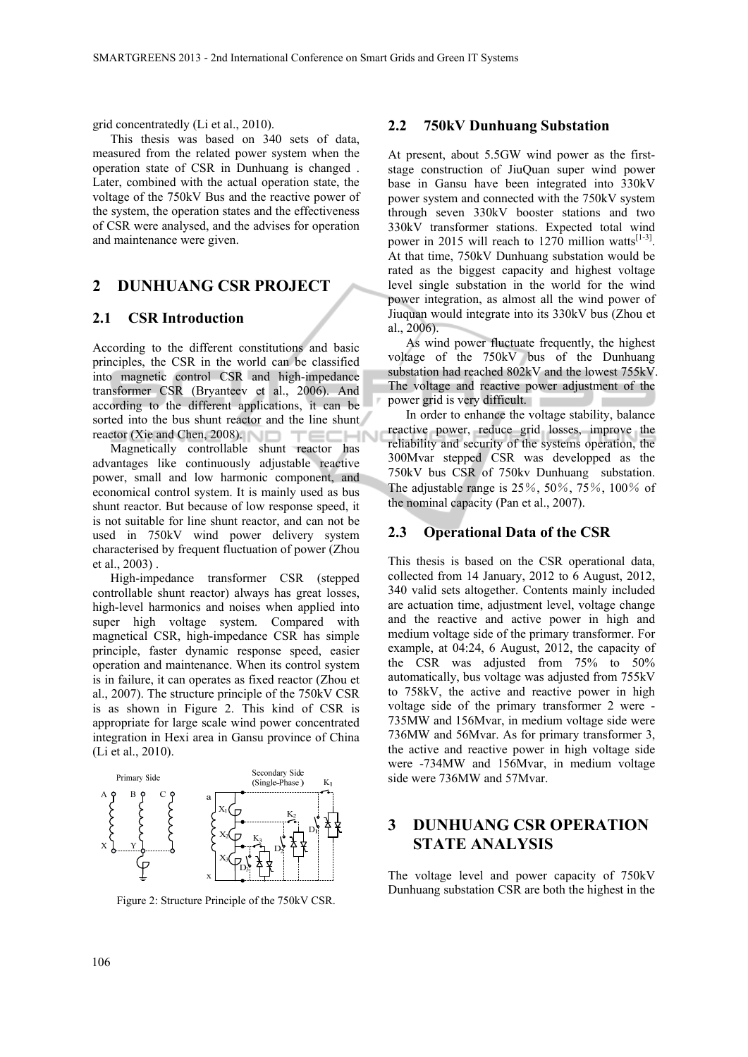grid concentratedly (Li et al., 2010).

This thesis was based on 340 sets of data, measured from the related power system when the operation state of CSR in Dunhuang is changed . Later, combined with the actual operation state, the voltage of the 750kV Bus and the reactive power of the system, the operation states and the effectiveness of CSR were analysed, and the advises for operation and maintenance were given.

## 2 DUNHUANG CSR PROJECT

### 2.1 CSR Introduction

According to the different constitutions and basic principles, the CSR in the world can be classified into magnetic control CSR and high-impedance transformer CSR (Bryanteev et al., 2006). And according to the different applications, it can be sorted into the bus shunt reactor and the line shunt reactor (Xie and Chen, 2008).

Magnetically controllable shunt reactor has advantages like continuously adjustable reactive power, small and low harmonic component, and economical control system. It is mainly used as bus shunt reactor. But because of low response speed, it is not suitable for line shunt reactor, and can not be used in 750kV wind power delivery system characterised by frequent fluctuation of power (Zhou et al., 2003) .

High-impedance transformer CSR (stepped controllable shunt reactor) always has great losses, high-level harmonics and noises when applied into super high voltage system. Compared with magnetical CSR, high-impedance CSR has simple principle, faster dynamic response speed, easier operation and maintenance. When its control system is in failure, it can operates as fixed reactor (Zhou et al., 2007). The structure principle of the 750kV CSR is as shown in Figure 2. This kind of CSR is appropriate for large scale wind power concentrated integration in Hexi area in Gansu province of China (Li et al., 2010).

Figure 2: Structure Principle of the 750kV CSR.

### 2.2 750kV Dunhuang Substation

At present, about 5.5GW wind power as the first-stage construction of JiuQuan super wind power base in Gansu have been integrated into 330kV power system and connected with the 750kV system through seven 330kV booster stations and two 330kV transformer stations. Expected total wind power in 2015 will reach to 1270 million watts[1-3]. At that time, 750kV Dunhuang substation would be rated as the biggest capacity and highest voltage level single substation in the world for the wind power integration, as almost all the wind power of Jiuquan would integrate into its 330kV bus (Zhou et al., 2006).

As wind power fluctuate frequently, the highest voltage of the 750kV bus of the Dunhuang substation had reached 802kV and the lowest 755kV. The voltage and reactive power adjustment of the power grid is very difficult.

In order to enhance the voltage stability, balance reactive power, reduce grid losses, improve the reliability and security of the systems operation, the 300Mvar stepped CSR was developped as the 750kV bus CSR of 750kv Dunhuang substation. The adjustable range is 25%, 50%, 75%, 100% of the nominal capacity (Pan et al., 2007).

### 2.3 Operational Data of the CSR

This thesis is based on the CSR operational data, collected from 14 January, 2012 to 6 August, 2012, 340 valid sets altogether. Contents mainly included are actuation time, adjustment level, voltage change and the reactive and active power in high and medium voltage side of the primary transformer. For example, at 04:24, 6 August, 2012, the capacity of the CSR was adjusted from 75% to 50% automatically, bus voltage was adjusted from 755kV to 758kV, the active and reactive power in high voltage side of the primary transformer 2 were -735MW and 156Mvar, in medium voltage side were 736MW and 56Mvar. As for primary transformer 3, the active and reactive power in high voltage side were -734MW and 156Mvar, in medium voltage side were 736MW and 57Mvar.

## 3 DUNHUANG CSR OPERATION STATE ANALYSIS

The voltage level and power capacity of 750kV Dunhuang substation CSR are both the highest in the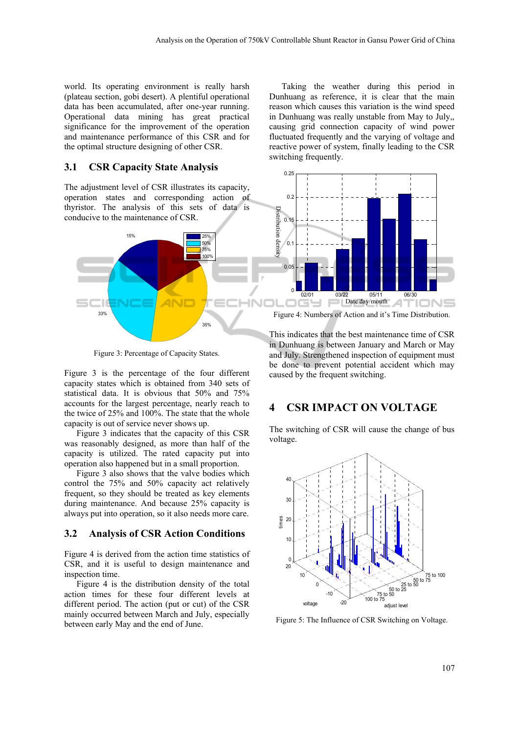world. Its operating environment is really harsh (plateau section, gobi desert). A plentiful operational data has been accumulated, after one-year running. Operational data mining has great practical significance for the improvement of the operation and maintenance performance of this CSR and for the optimal structure designing of other CSR.

## 3.1 CSR Capacity State Analysis

The adjustment level of CSR illustrates its capacity, operation states and corresponding action of thyristor. The analysis of this sets of data is conducive to the maintenance of CSR.

Figure 3: Percentage of Capacity States.

Figure 3 is the percentage of the four different capacity states which is obtained from 340 sets of statistical data. It is obvious that 50% and 75% accounts for the largest percentage, nearly reach to the twice of 25% and 100%. The state that the whole capacity is out of service never shows up.

Figure 3 indicates that the capacity of this CSR was reasonably designed, as more than half of the capacity is utilized. The rated capacity put into operation also happened but in a small proportion.

Figure 3 also shows that the valve bodies which control the 75% and 50% capacity act relatively frequent, so they should be treated as key elements during maintenance. And because 25% capacity is always put into operation, so it also needs more care.

## 3.2 Analysis of CSR Action Conditions

Figure 4 is derived from the action time statistics of CSR, and it is useful to design maintenance and inspection time.

Figure 4 is the distribution density of the total action times for these four different levels at different period. The action (put or cut) of the CSR mainly occurred between March and July, especially between early May and the end of June.

Taking the weather during this period in Dunhuang as reference, it is clear that the main reason which causes this variation is the wind speed in Dunhuang was really unstable from May to July,, causing grid connection capacity of wind power fluctuated frequently and the varying of voltage and reactive power of system, finally leading to the CSR switching frequently.

Figure 4: Numbers of Action and it's Time Distribution.

This indicates that the best maintenance time of CSR in Dunhuang is between January and March or May and July. Strengthened inspection of equipment must be done to prevent potential accident which may caused by the frequent switching.

# 4 CSR IMPACT ON VOLTAGE

The switching of CSR will cause the change of bus voltage.

Figure 5: The Influence of CSR Switching on Voltage.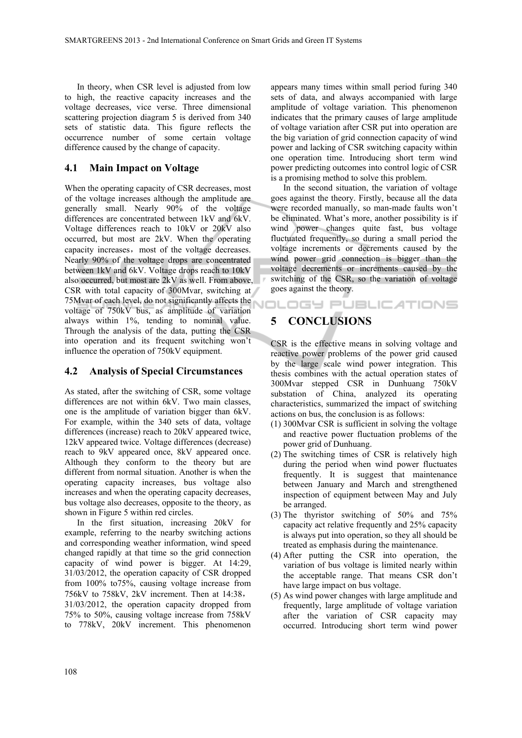In theory, when CSR level is adjusted from low to high, the reactive capacity increases and the voltage decreases, vice verse. Three dimensional scattering projection diagram 5 is derived from 340 sets of statistic data. This figure reflects the occurrence number of some certain voltage difference caused by the change of capacity.

## 4.1 Main Impact on Voltage

When the operating capacity of CSR decreases, most of the voltage increases although the amplitude are generally small. Nearly 90% of the voltage differences are concentrated between 1kV and 6kV. Voltage differences reach to 10kV or 20kV also occurred, but most are 2kV. When the operating capacity increases，most of the voltage decreases. Nearly 90% of the voltage drops are concentrated between 1kV and 6kV. Voltage drops reach to 10kV also occurred, but most are 2kV as well. From above, CSR with total capacity of 300Mvar, switching at 75Mvar of each level, do not significantly affects the voltage of 750kV bus, as amplitude of variation always within 1%, tending to nominal value. Through the analysis of the data, putting the CSR into operation and its frequent switching won't influence the operation of 750kV equipment.

## 4.2 Analysis of Special Circumstances

As stated, after the switching of CSR, some voltage differences are not within 6kV. Two main classes, one is the amplitude of variation bigger than 6kV. For example, within the 340 sets of data, voltage differences (increase) reach to 20kV appeared twice, 12kV appeared twice. Voltage differences (decrease) reach to 9kV appeared once, 8kV appeared once. Although they conform to the theory but are different from normal situation. Another is when the operating capacity increases, bus voltage also increases and when the operating capacity decreases, bus voltage also decreases, opposite to the theory, as shown in Figure 5 within red circles.

In the first situation, increasing 20kV for example, referring to the nearby switching actions and corresponding weather information, wind speed changed rapidly at that time so the grid connection capacity of wind power is bigger. At 14:29, 31/03/2012, the operation capacity of CSR dropped from 100% to75%, causing voltage increase from 756kV to 758kV, 2kV increment. Then at 14:38，31/03/2012, the operation capacity dropped from 75% to 50%, causing voltage increase from 758kV to 778kV, 20kV increment. This phenomenon appears many times within small period furing 340 sets of data, and always accompanied with large amplitude of voltage variation. This phenomenon indicates that the primary causes of large amplitude of voltage variation after CSR put into operation are the big variation of grid connection capacity of wind power and lacking of CSR switching capacity within one operation time. Introducing short term wind power predicting outcomes into control logic of CSR is a promising method to solve this problem.

In the second situation, the variation of voltage goes against the theory. Firstly, because all the data were recorded manually, so man-made faults won't be eliminated. What's more, another possibility is if wind power changes quite fast, bus voltage fluctuated frequently, so during a small period the voltage increments or decrements caused by the wind power grid connection is bigger than the voltage decrements or increments caused by the switching of the CSR, so the variation of voltage goes against the theory.

# 5 CONCLUSIONS

CSR is the effective means in solving voltage and reactive power problems of the power grid caused by the large scale wind power integration. This thesis combines with the actual operation states of 300Mvar stepped CSR in Dunhuang 750kV substation of China, analyzed its operating characteristics, summarized the impact of switching actions on bus, the conclusion is as follows:

(1) 300Mvar CSR is sufficient in solving the voltage and reactive power fluctuation problems of the power grid of Dunhuang.
(2) The switching times of CSR is relatively high during the period when wind power fluctuates frequently. It is suggest that maintenance between January and March and strengthened inspection of equipment between May and July be arranged.
(3) The thyristor switching of 50% and 75% capacity act relative frequently and 25% capacity is always put into operation, so they all should be treated as emphasis during the maintenance.
(4) After putting the CSR into operation, the variation of bus voltage is limited nearly within the acceptable range. That means CSR don't have large impact on bus voltage.
(5) As wind power changes with large amplitude and frequently, large amplitude of voltage variation after the variation of CSR capacity may occurred. Introducing short term wind power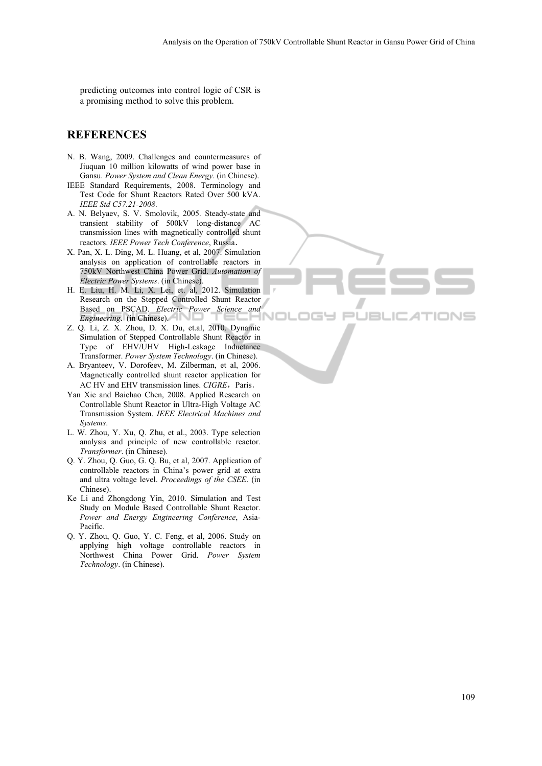predicting outcomes into control logic of CSR is a promising method to solve this problem.

## REFERENCES

N. B. Wang, 2009. Challenges and countermeasures of Jiuquan 10 million kilowatts of wind power base in Gansu. *Power System and Clean Energy*. (in Chinese).

IEEE Standard Requirements, 2008. Terminology and Test Code for Shunt Reactors Rated Over 500 kVA. *IEEE Std C57.21-2008*.

A. N. Belyaev, S. V. Smolovik, 2005. Steady-state and transient stability of 500kV long-distance AC transmission lines with magnetically controlled shunt reactors. *IEEE Power Tech Conference*, Russia.

X. Pan, X. L. Ding, M. L. Huang, et al, 2007. Simulation analysis on application of controllable reactors in 750kV Northwest China Power Grid. *Automation of Electric Power Systems*. (in Chinese).

H. E. Liu, H. M. Li, X. Lei, et. al, 2012. Simulation Research on the Stepped Controlled Shunt Reactor Based on PSCAD. *Electric Power Science and Engineering*. (in Chinese).

Z. Q. Li, Z. X. Zhou, D. X. Du, et.al, 2010. Dynamic Simulation of Stepped Controllable Shunt Reactor in Type of EHV/UHV High-Leakage Inductance Transformer. *Power System Technology*. (in Chinese).

A. Bryanteev, V. Dorofeev, M. Zilberman, et al, 2006. Magnetically controlled shunt reactor application for AC HV and EHV transmission lines. *CIGRE*，Paris.

Yan Xie and Baichao Chen, 2008. Applied Research on Controllable Shunt Reactor in Ultra-High Voltage AC Transmission System. *IEEE Electrical Machines and Systems*.

L. W. Zhou, Y. Xu, Q. Zhu, et al., 2003. Type selection analysis and principle of new controllable reactor. *Transformer*. (in Chinese).

Q. Y. Zhou, Q. Guo, G. Q. Bu, et al, 2007. Application of controllable reactors in China's power grid at extra and ultra voltage level. *Proceedings of the CSEE*. (in Chinese).

Ke Li and Zhongdong Yin, 2010. Simulation and Test Study on Module Based Controllable Shunt Reactor. *Power and Energy Engineering Conference*, Asia-Pacific.

Q. Y. Zhou, Q. Guo, Y. C. Feng, et al, 2006. Study on applying high voltage controllable reactors in Northwest China Power Grid. *Power System Technology*. (in Chinese).